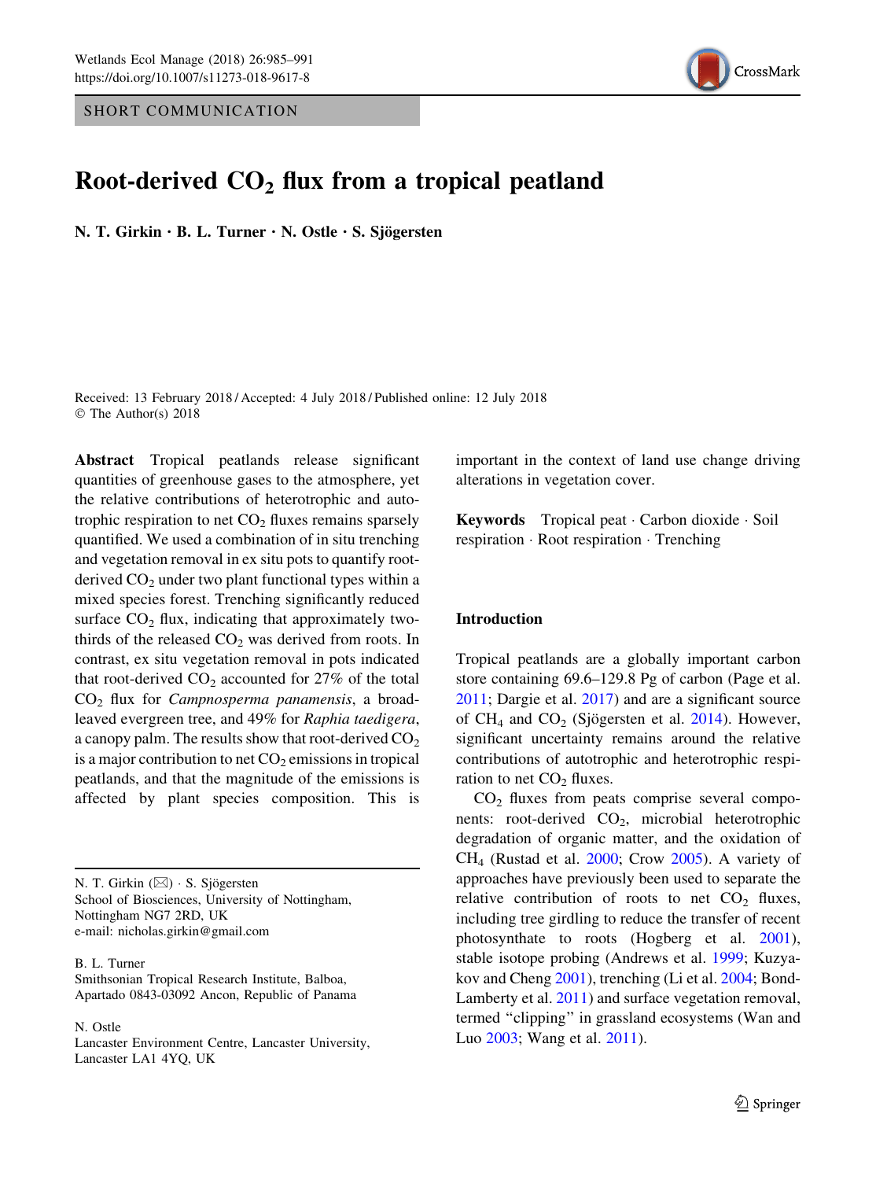SHORT COMMUNICATION

# Root-derived $CO_2$ flux from a tropical peatland

**N. T. Girkin · B. L. Turner · N. Ostle · S. Sjögersten**

Received: 13 February 2018 / Accepted: 4 July 2018 / Published online: 12 July 2018
© The Author(s) 2018

**Abstract** Tropical peatlands release significant quantities of greenhouse gases to the atmosphere, yet the relative contributions of heterotrophic and autotrophic respiration to net $CO_2$ fluxes remains sparsely quantified. We used a combination of in situ trenching and vegetation removal in ex situ pots to quantify root-derived $CO_2$ under two plant functional types within a mixed species forest. Trenching significantly reduced surface $CO_2$ flux, indicating that approximately two-thirds of the released $CO_2$ was derived from roots. In contrast, ex situ vegetation removal in pots indicated that root-derived $CO_2$ accounted for 27% of the total $CO_2$ flux for *Campnosperma panamensis*, a broad-leaved evergreen tree, and 49% for *Raphia taedigera*, a canopy palm. The results show that root-derived $CO_2$ is a major contribution to net $CO_2$ emissions in tropical peatlands, and that the magnitude of the emissions is affected by plant species composition. This is important in the context of land use change driving alterations in vegetation cover.

**Keywords** Tropical peat · Carbon dioxide · Soil respiration · Root respiration · Trenching

N. T. Girkin (✉) · S. Sjögersten
School of Biosciences, University of Nottingham, Nottingham NG7 2RD, UK
e-mail: nicholas.girkin@gmail.com

B. L. Turner
Smithsonian Tropical Research Institute, Balboa, Apartado 0843-03092 Ancon, Republic of Panama

N. Ostle
Lancaster Environment Centre, Lancaster University, Lancaster LA1 4YQ, UK

## Introduction

Tropical peatlands are a globally important carbon store containing 69.6–129.8 Pg of carbon (Page et al. 2011; Dargie et al. 2017) and are a significant source of $CH_4$ and $CO_2$ (Sjögersten et al. 2014). However, significant uncertainty remains around the relative contributions of autotrophic and heterotrophic respiration to net $CO_2$ fluxes.

$CO_2$ fluxes from peats comprise several components: root-derived $CO_2$, microbial heterotrophic degradation of organic matter, and the oxidation of $CH_4$ (Rustad et al. 2000; Crow 2005). A variety of approaches have previously been used to separate the relative contribution of roots to net $CO_2$ fluxes, including tree girdling to reduce the transfer of recent photosynthate to roots (Hogberg et al. 2001), stable isotope probing (Andrews et al. 1999; Kuzyakov and Cheng 2001), trenching (Li et al. 2004; Bond-Lamberty et al. 2011) and surface vegetation removal, termed "clipping" in grassland ecosystems (Wan and Luo 2003; Wang et al. 2011).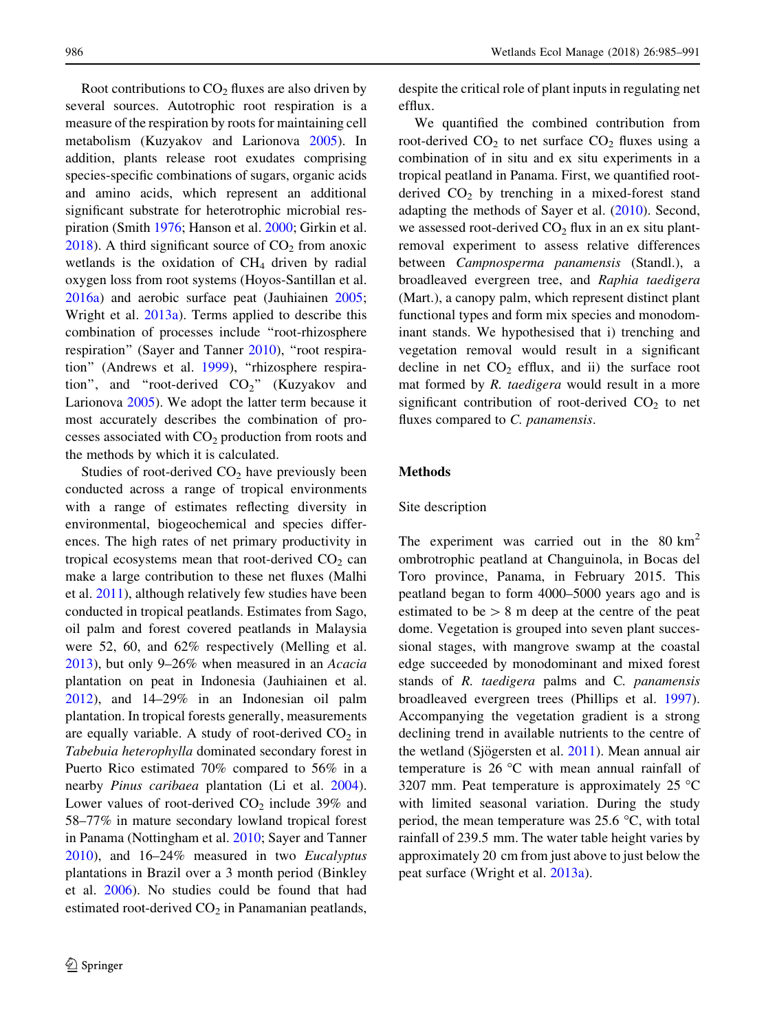Root contributions to $CO_2$ fluxes are also driven by several sources. Autotrophic root respiration is a measure of the respiration by roots for maintaining cell metabolism (Kuzyakov and Larionova 2005). In addition, plants release root exudates comprising species-specific combinations of sugars, organic acids and amino acids, which represent an additional significant substrate for heterotrophic microbial respiration (Smith 1976; Hanson et al. 2000; Girkin et al. 2018). A third significant source of $CO_2$ from anoxic wetlands is the oxidation of $CH_4$ driven by radial oxygen loss from root systems (Hoyos-Santillan et al. 2016a) and aerobic surface peat (Jauhiainen 2005; Wright et al. 2013a). Terms applied to describe this combination of processes include "root-rhizosphere respiration" (Sayer and Tanner 2010), "root respiration" (Andrews et al. 1999), "rhizosphere respiration", and "root-derived $CO_2$" (Kuzyakov and Larionova 2005). We adopt the latter term because it most accurately describes the combination of processes associated with $CO_2$ production from roots and the methods by which it is calculated.

Studies of root-derived $CO_2$ have previously been conducted across a range of tropical environments with a range of estimates reflecting diversity in environmental, biogeochemical and species differences. The high rates of net primary productivity in tropical ecosystems mean that root-derived $CO_2$ can make a large contribution to these net fluxes (Malhi et al. 2011), although relatively few studies have been conducted in tropical peatlands. Estimates from Sago, oil palm and forest covered peatlands in Malaysia were 52, 60, and 62% respectively (Melling et al. 2013), but only 9–26% when measured in an *Acacia* plantation on peat in Indonesia (Jauhiainen et al. 2012), and 14–29% in an Indonesian oil palm plantation. In tropical forests generally, measurements are equally variable. A study of root-derived $CO_2$ in *Tabebuia heterophylla* dominated secondary forest in Puerto Rico estimated 70% compared to 56% in a nearby *Pinus caribaea* plantation (Li et al. 2004). Lower values of root-derived $CO_2$ include 39% and 58–77% in mature secondary lowland tropical forest in Panama (Nottingham et al. 2010; Sayer and Tanner 2010), and 16–24% measured in two *Eucalyptus* plantations in Brazil over a 3 month period (Binkley et al. 2006). No studies could be found that had estimated root-derived $CO_2$ in Panamanian peatlands, despite the critical role of plant inputs in regulating net efflux.

We quantified the combined contribution from root-derived $CO_2$ to net surface $CO_2$ fluxes using a combination of in situ and ex situ experiments in a tropical peatland in Panama. First, we quantified root-derived $CO_2$ by trenching in a mixed-forest stand adapting the methods of Sayer et al. (2010). Second, we assessed root-derived $CO_2$ flux in an ex situ plant-removal experiment to assess relative differences between *Campnosperma panamensis* (Standl.), a broadleaved evergreen tree, and *Raphia taedigera* (Mart.), a canopy palm, which represent distinct plant functional types and form mix species and monodominant stands. We hypothesised that i) trenching and vegetation removal would result in a significant decline in net $CO_2$ efflux, and ii) the surface root mat formed by *R. taedigera* would result in a more significant contribution of root-derived $CO_2$ to net fluxes compared to *C. panamensis*.

## Methods

### Site description

The experiment was carried out in the 80 $km^2$ ombrotrophic peatland at Changuinola, in Bocas del Toro province, Panama, in February 2015. This peatland began to form 4000–5000 years ago and is estimated to be > 8 m deep at the centre of the peat dome. Vegetation is grouped into seven plant successional stages, with mangrove swamp at the coastal edge succeeded by monodominant and mixed forest stands of *R. taedigera* palms and C. *panamensis* broadleaved evergreen trees (Phillips et al. 1997). Accompanying the vegetation gradient is a strong declining trend in available nutrients to the centre of the wetland (Sjögersten et al. 2011). Mean annual air temperature is 26 °C with mean annual rainfall of 3207 mm. Peat temperature is approximately 25 °C with limited seasonal variation. During the study period, the mean temperature was 25.6 °C, with total rainfall of 239.5 mm. The water table height varies by approximately 20 cm from just above to just below the peat surface (Wright et al. 2013a).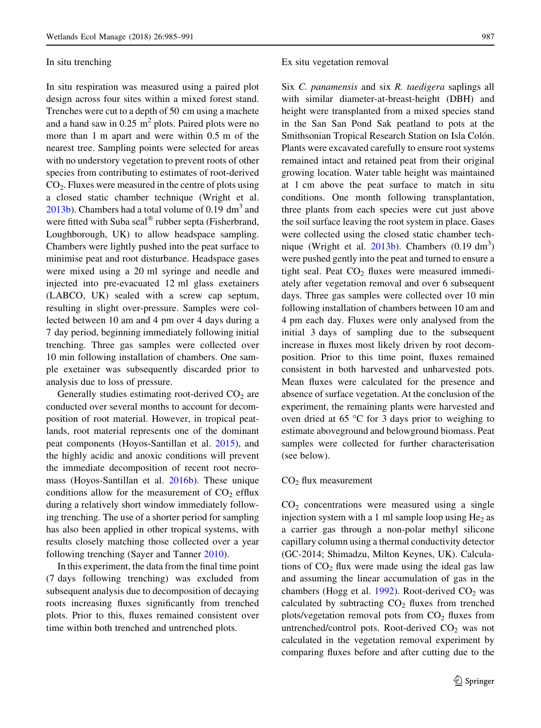### In situ trenching

In situ respiration was measured using a paired plot design across four sites within a mixed forest stand. Trenches were cut to a depth of 50 cm using a machete and a hand saw in 0.25 $m^2$ plots. Paired plots were no more than 1 m apart and were within 0.5 m of the nearest tree. Sampling points were selected for areas with no understory vegetation to prevent roots of other species from contributing to estimates of root-derived $CO_2$. Fluxes were measured in the centre of plots using a closed static chamber technique (Wright et al. 2013b). Chambers had a total volume of 0.19 $dm^3$ and were fitted with Suba seal® rubber septa (Fisherbrand, Loughborough, UK) to allow headspace sampling. Chambers were lightly pushed into the peat surface to minimise peat and root disturbance. Headspace gases were mixed using a 20 ml syringe and needle and injected into pre-evacuated 12 ml glass exetainers (LABCO, UK) sealed with a screw cap septum, resulting in slight over-pressure. Samples were collected between 10 am and 4 pm over 4 days during a 7 day period, beginning immediately following initial trenching. Three gas samples were collected over 10 min following installation of chambers. One sample exetainer was subsequently discarded prior to analysis due to loss of pressure.

Generally studies estimating root-derived $CO_2$ are conducted over several months to account for decomposition of root material. However, in tropical peatlands, root material represents one of the dominant peat components (Hoyos-Santillan et al. 2015), and the highly acidic and anoxic conditions will prevent the immediate decomposition of recent root necromass (Hoyos-Santillan et al. 2016b). These unique conditions allow for the measurement of $CO_2$ efflux during a relatively short window immediately following trenching. The use of a shorter period for sampling has also been applied in other tropical systems, with results closely matching those collected over a year following trenching (Sayer and Tanner 2010).

In this experiment, the data from the final time point (7 days following trenching) was excluded from subsequent analysis due to decomposition of decaying roots increasing fluxes significantly from trenched plots. Prior to this, fluxes remained consistent over time within both trenched and untrenched plots.

### Ex situ vegetation removal

Six *C. panamensis* and six *R. taedigera* saplings all with similar diameter-at-breast-height (DBH) and height were transplanted from a mixed species stand in the San San Pond Sak peatland to pots at the Smithsonian Tropical Research Station on Isla Colón. Plants were excavated carefully to ensure root systems remained intact and retained peat from their original growing location. Water table height was maintained at 1 cm above the peat surface to match in situ conditions. One month following transplantation, three plants from each species were cut just above the soil surface leaving the root system in place. Gases were collected using the closed static chamber technique (Wright et al. 2013b). Chambers (0.19 $dm^3$) were pushed gently into the peat and turned to ensure a tight seal. Peat $CO_2$ fluxes were measured immediately after vegetation removal and over 6 subsequent days. Three gas samples were collected over 10 min following installation of chambers between 10 am and 4 pm each day. Fluxes were only analysed from the initial 3 days of sampling due to the subsequent increase in fluxes most likely driven by root decomposition. Prior to this time point, fluxes remained consistent in both harvested and unharvested pots. Mean fluxes were calculated for the presence and absence of surface vegetation. At the conclusion of the experiment, the remaining plants were harvested and oven dried at 65 °C for 3 days prior to weighing to estimate aboveground and belowground biomass. Peat samples were collected for further characterisation (see below).

### $CO_2$ flux measurement

$CO_2$ concentrations were measured using a single injection system with a 1 ml sample loop using $He_2$ as a carrier gas through a non-polar methyl silicone capillary column using a thermal conductivity detector (GC-2014; Shimadzu, Milton Keynes, UK). Calculations of $CO_2$ flux were made using the ideal gas law and assuming the linear accumulation of gas in the chambers (Hogg et al. 1992). Root-derived $CO_2$ was calculated by subtracting $CO_2$ fluxes from trenched plots/vegetation removal pots from $CO_2$ fluxes from untrenched/control pots. Root-derived $CO_2$ was not calculated in the vegetation removal experiment by comparing fluxes before and after cutting due to the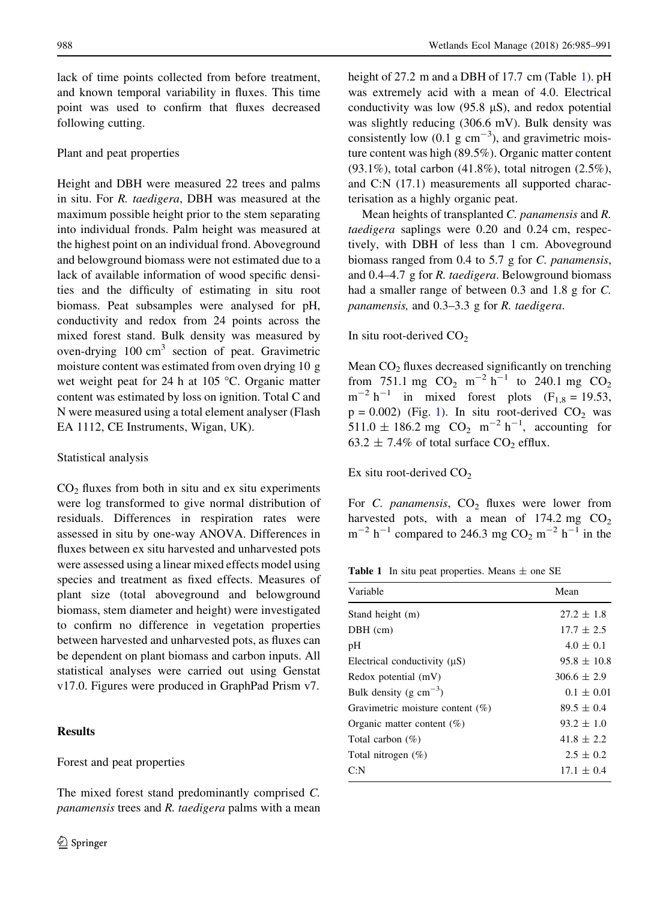lack of time points collected from before treatment, and known temporal variability in fluxes. This time point was used to confirm that fluxes decreased following cutting.

### Plant and peat properties

Height and DBH were measured 22 trees and palms in situ. For *R. taedigera*, DBH was measured at the maximum possible height prior to the stem separating into individual fronds. Palm height was measured at the highest point on an individual frond. Aboveground and belowground biomass were not estimated due to a lack of available information of wood specific densities and the difficulty of estimating in situ root biomass. Peat subsamples were analysed for pH, conductivity and redox from 24 points across the mixed forest stand. Bulk density was measured by oven-drying 100 $cm^3$ section of peat. Gravimetric moisture content was estimated from oven drying 10 g wet weight peat for 24 h at 105 °C. Organic matter content was estimated by loss on ignition. Total C and N were measured using a total element analyser (Flash EA 1112, CE Instruments, Wigan, UK).

### Statistical analysis

$CO_2$ fluxes from both in situ and ex situ experiments were log transformed to give normal distribution of residuals. Differences in respiration rates were assessed in situ by one-way ANOVA. Differences in fluxes between ex situ harvested and unharvested pots were assessed using a linear mixed effects model using species and treatment as fixed effects. Measures of plant size (total aboveground and belowground biomass, stem diameter and height) were investigated to confirm no difference in vegetation properties between harvested and unharvested pots, as fluxes can be dependent on plant biomass and carbon inputs. All statistical analyses were carried out using Genstat v17.0. Figures were produced in GraphPad Prism v7.

## Results

### Forest and peat properties

The mixed forest stand predominantly comprised *C. panamensis* trees and *R. taedigera* palms with a mean height of 27.2 m and a DBH of 17.7 cm (Table 1). pH was extremely acid with a mean of 4.0. Electrical conductivity was low (95.8 µS), and redox potential was slightly reducing (306.6 mV). Bulk density was consistently low (0.1 g $cm^{-3}$), and gravimetric moisture content was high (89.5%). Organic matter content (93.1%), total carbon (41.8%), total nitrogen (2.5%), and C:N (17.1) measurements all supported characterisation as a highly organic peat.

Mean heights of transplanted *C. panamensis* and *R. taedigera* saplings were 0.20 and 0.24 cm, respectively, with DBH of less than 1 cm. Aboveground biomass ranged from 0.4 to 5.7 g for *C. panamensis*, and 0.4–4.7 g for *R. taedigera*. Belowground biomass had a smaller range of between 0.3 and 1.8 g for *C. panamensis,* and 0.3–3.3 g for *R. taedigera*.

### In situ root-derived $CO_2$

Mean $CO_2$ fluxes decreased significantly on trenching from 751.1 mg $CO_2$ $m^{-2}$ $h^{-1}$ to 240.1 mg $CO_2$ $m^{-2}$ $h^{-1}$ in mixed forest plots ($F_{1,8} = 19.53$, $p = 0.002$) (Fig. 1). In situ root-derived $CO_2$ was 511.0 ± 186.2 mg $CO_2$ $m^{-2}$ $h^{-1}$, accounting for 63.2 ± 7.4% of total surface $CO_2$ efflux.

### Ex situ root-derived $CO_2$

For *C. panamensis*, $CO_2$ fluxes were lower from harvested pots, with a mean of 174.2 mg $CO_2$ $m^{-2}$ $h^{-1}$ compared to 246.3 mg $CO_2$ $m^{-2}$ $h^{-1}$ in the

**Table 1** In situ peat properties. Means ± one SE

| Variable | Mean |
|---|---|
| Stand height (m) | 27.2 ± 1.8 |
| DBH (cm) | 17.7 ± 2.5 |
| pH | 4.0 ± 0.1 |
| Electrical conductivity (µS) | 95.8 ± 10.8 |
| Redox potential (mV) | 306.6 ± 2.9 |
| Bulk density (g $cm^{-3}$) | 0.1 ± 0.01 |
| Gravimetric moisture content (%) | 89.5 ± 0.4 |
| Organic matter content (%) | 93.2 ± 1.0 |
| Total carbon (%) | 41.8 ± 2.2 |
| Total nitrogen (%) | 2.5 ± 0.2 |
| C:N | 17.1 ± 0.4 |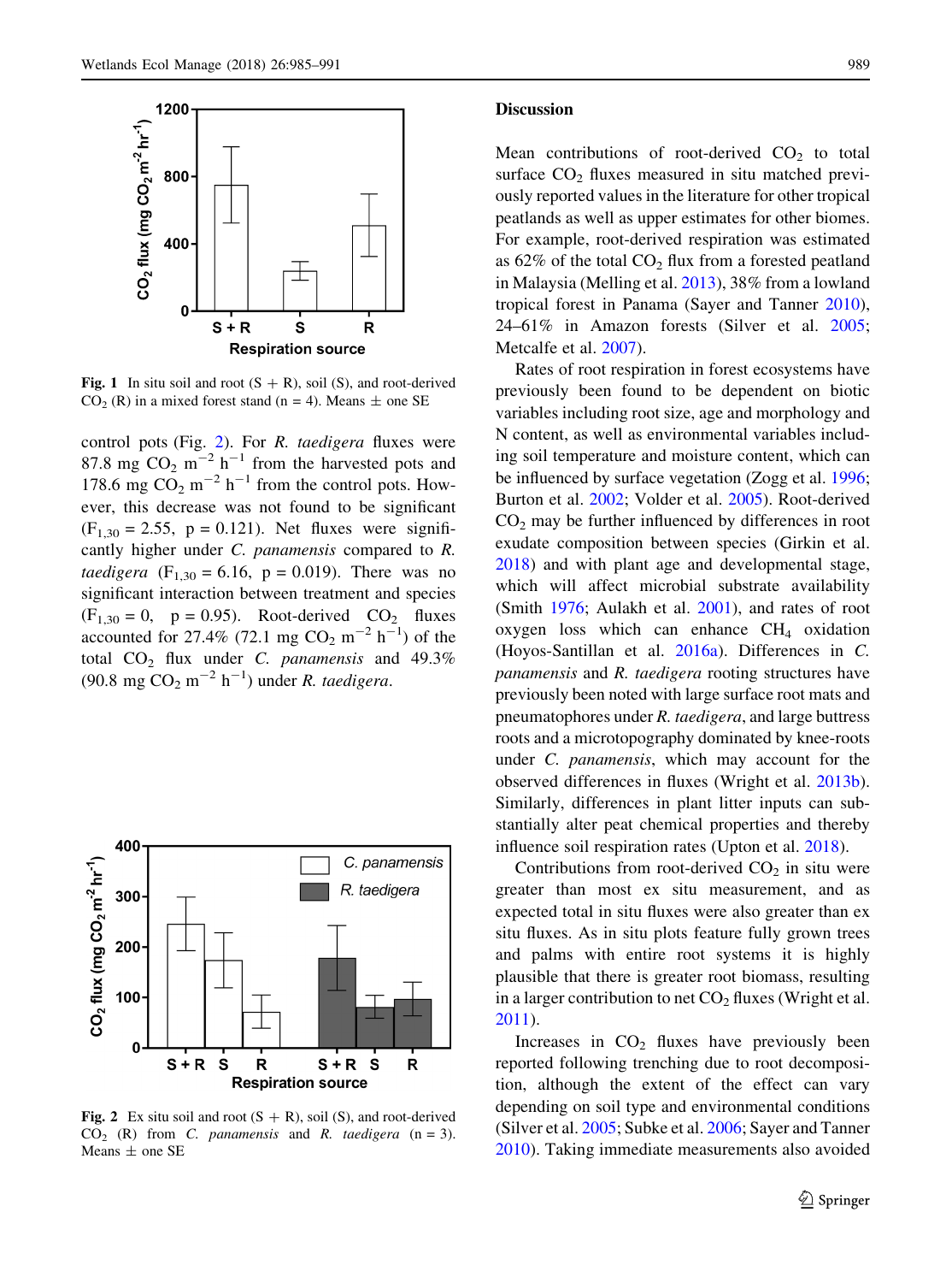Fig. 1 In situ soil and root (S + R), soil (S), and root-derived $CO_2$ (R) in a mixed forest stand (n = 4). Means ± one SE

control pots (Fig. 2). For *R. taedigera* fluxes were 87.8 mg $CO_2$ $m^{-2}$ $h^{-1}$ from the harvested pots and 178.6 mg $CO_2$ $m^{-2}$ $h^{-1}$ from the control pots. However, this decrease was not found to be significant ($F_{1,30} = 2.55$, $p = 0.121$). Net fluxes were significantly higher under *C. panamensis* compared to *R. taedigera* ($F_{1,30} = 6.16$, $p = 0.019$). There was no significant interaction between treatment and species ($F_{1,30} = 0$, $p = 0.95$). Root-derived $CO_2$ fluxes accounted for 27.4% (72.1 mg $CO_2$ $m^{-2}$ $h^{-1}$) of the total $CO_2$ flux under *C. panamensis* and 49.3% (90.8 mg $CO_2$ $m^{-2}$ $h^{-1}$) under *R. taedigera*.

Fig. 2 Ex situ soil and root (S + R), soil (S), and root-derived $CO_2$ (R) from *C. panamensis* and *R. taedigera* (n = 3). Means ± one SE

## Discussion

Mean contributions of root-derived $CO_2$ to total surface $CO_2$ fluxes measured in situ matched previously reported values in the literature for other tropical peatlands as well as upper estimates for other biomes. For example, root-derived respiration was estimated as 62% of the total $CO_2$ flux from a forested peatland in Malaysia (Melling et al. 2013), 38% from a lowland tropical forest in Panama (Sayer and Tanner 2010), 24–61% in Amazon forests (Silver et al. 2005; Metcalfe et al. 2007).

Rates of root respiration in forest ecosystems have previously been found to be dependent on biotic variables including root size, age and morphology and N content, as well as environmental variables including soil temperature and moisture content, which can be influenced by surface vegetation (Zogg et al. 1996; Burton et al. 2002; Volder et al. 2005). Root-derived $CO_2$ may be further influenced by differences in root exudate composition between species (Girkin et al. 2018) and with plant age and developmental stage, which will affect microbial substrate availability (Smith 1976; Aulakh et al. 2001), and rates of root oxygen loss which can enhance $CH_4$ oxidation (Hoyos-Santillan et al. 2016a). Differences in *C. panamensis* and *R. taedigera* rooting structures have previously been noted with large surface root mats and pneumatophores under *R. taedigera*, and large buttress roots and a microtopography dominated by knee-roots under *C. panamensis*, which may account for the observed differences in fluxes (Wright et al. 2013b). Similarly, differences in plant litter inputs can substantially alter peat chemical properties and thereby influence soil respiration rates (Upton et al. 2018).

Contributions from root-derived $CO_2$ in situ were greater than most ex situ measurement, and as expected total in situ fluxes were also greater than ex situ fluxes. As in situ plots feature fully grown trees and palms with entire root systems it is highly plausible that there is greater root biomass, resulting in a larger contribution to net $CO_2$ fluxes (Wright et al. 2011).

Increases in $CO_2$ fluxes have previously been reported following trenching due to root decomposition, although the extent of the effect can vary depending on soil type and environmental conditions (Silver et al. 2005; Subke et al. 2006; Sayer and Tanner 2010). Taking immediate measurements also avoided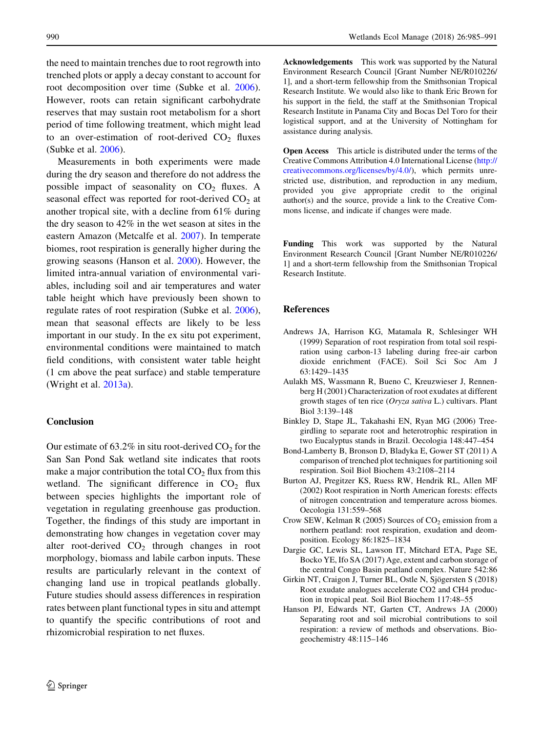the need to maintain trenches due to root regrowth into trenched plots or apply a decay constant to account for root decomposition over time (Subke et al. 2006). However, roots can retain significant carbohydrate reserves that may sustain root metabolism for a short period of time following treatment, which might lead to an over-estimation of root-derived $CO_2$ fluxes (Subke et al. 2006).

Measurements in both experiments were made during the dry season and therefore do not address the possible impact of seasonality on $CO_2$ fluxes. A seasonal effect was reported for root-derived $CO_2$ at another tropical site, with a decline from 61% during the dry season to 42% in the wet season at sites in the eastern Amazon (Metcalfe et al. 2007). In temperate biomes, root respiration is generally higher during the growing seasons (Hanson et al. 2000). However, the limited intra-annual variation of environmental variables, including soil and air temperatures and water table height which have previously been shown to regulate rates of root respiration (Subke et al. 2006), mean that seasonal effects are likely to be less important in our study. In the ex situ pot experiment, environmental conditions were maintained to match field conditions, with consistent water table height (1 cm above the peat surface) and stable temperature (Wright et al. 2013a).

## Conclusion

Our estimate of 63.2% in situ root-derived $CO_2$ for the San San Pond Sak wetland site indicates that roots make a major contribution the total $CO_2$ flux from this wetland. The significant difference in $CO_2$ flux between species highlights the important role of vegetation in regulating greenhouse gas production. Together, the findings of this study are important in demonstrating how changes in vegetation cover may alter root-derived $CO_2$ through changes in root morphology, biomass and labile carbon inputs. These results are particularly relevant in the context of changing land use in tropical peatlands globally. Future studies should assess differences in respiration rates between plant functional types in situ and attempt to quantify the specific contributions of root and rhizomicrobial respiration to net fluxes.

**Acknowledgements** This work was supported by the Natural Environment Research Council [Grant Number NE/R010226/1], and a short-term fellowship from the Smithsonian Tropical Research Institute. We would also like to thank Eric Brown for his support in the field, the staff at the Smithsonian Tropical Research Institute in Panama City and Bocas Del Toro for their logistical support, and at the University of Nottingham for assistance during analysis.

**Open Access** This article is distributed under the terms of the Creative Commons Attribution 4.0 International License (http://creativecommons.org/licenses/by/4.0/), which permits unrestricted use, distribution, and reproduction in any medium, provided you give appropriate credit to the original author(s) and the source, provide a link to the Creative Commons license, and indicate if changes were made.

**Funding** This work was supported by the Natural Environment Research Council [Grant Number NE/R010226/1] and a short-term fellowship from the Smithsonian Tropical Research Institute.

## References

Andrews JA, Harrison KG, Matamala R, Schlesinger WH (1999) Separation of root respiration from total soil respiration using carbon-13 labeling during free-air carbon dioxide enrichment (FACE). Soil Sci Soc Am J 63:1429–1435

Aulakh MS, Wassmann R, Bueno C, Kreuzwieser J, Rennenberg H (2001) Characterization of root exudates at different growth stages of ten rice (*Oryza sativa* L.) cultivars. Plant Biol 3:139–148

Binkley D, Stape JL, Takahashi EN, Ryan MG (2006) Tree-girdling to separate root and heterotrophic respiration in two Eucalyptus stands in Brazil. Oecologia 148:447–454

Bond-Lamberty B, Bronson D, Bladyka E, Gower ST (2011) A comparison of trenched plot techniques for partitioning soil respiration. Soil Biol Biochem 43:2108–2114

Burton AJ, Pregitzer KS, Ruess RW, Hendrik RL, Allen MF (2002) Root respiration in North American forests: effects of nitrogen concentration and temperature across biomes. Oecologia 131:559–568

Crow SEW, Kelman R (2005) Sources of $CO_2$ emission from a northern peatland: root respiration, exudation and deomposition. Ecology 86:1825–1834

Dargie GC, Lewis SL, Lawson IT, Mitchard ETA, Page SE, Bocko YE, Ifo SA (2017) Age, extent and carbon storage of the central Congo Basin peatland complex. Nature 542:86

Girkin NT, Craigon J, Turner BL, Ostle N, Sjögersten S (2018) Root exudate analogues accelerate CO2 and CH4 production in tropical peat. Soil Biol Biochem 117:48–55

Hanson PJ, Edwards NT, Garten CT, Andrews JA (2000) Separating root and soil microbial contributions to soil respiration: a review of methods and observations. Biogeochemistry 48:115–146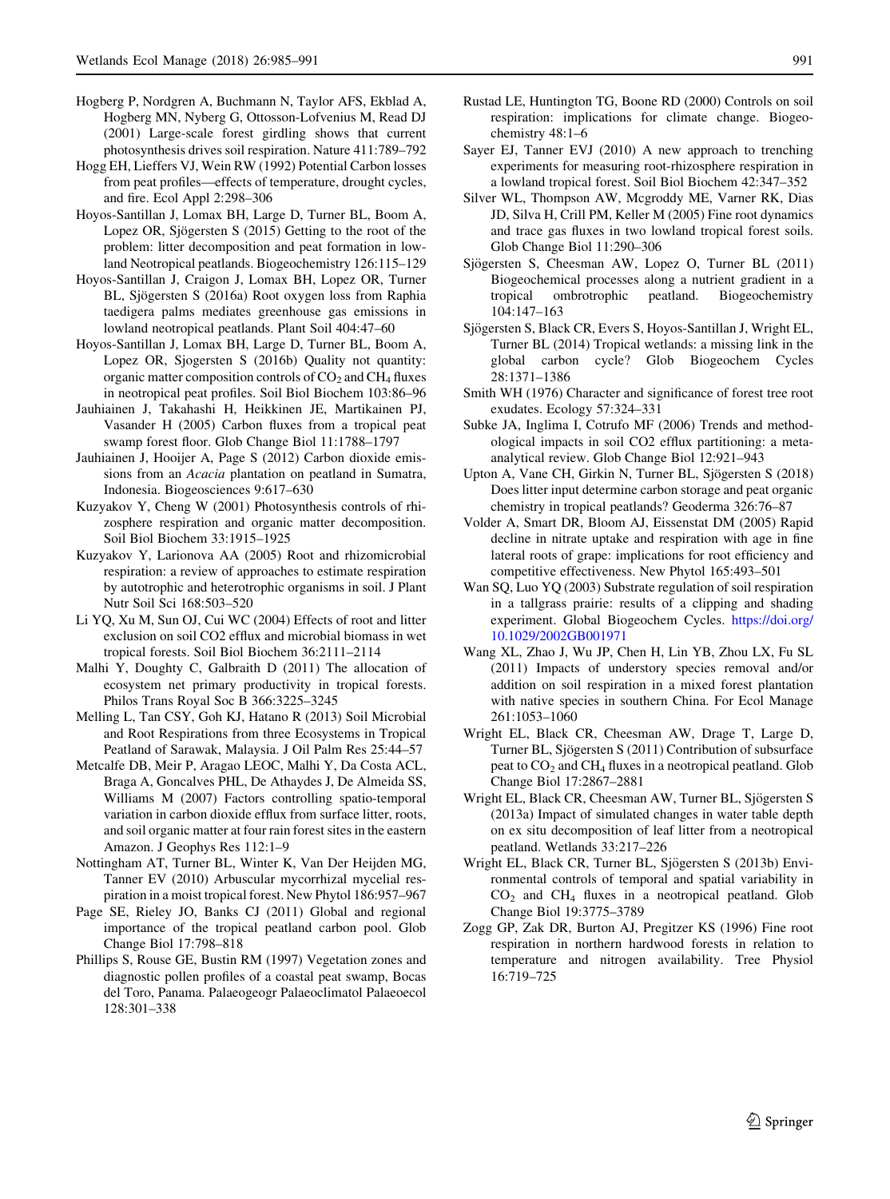Hogberg P, Nordgren A, Buchmann N, Taylor AFS, Ekblad A, Hogberg MN, Nyberg G, Ottosson-Lofvenius M, Read DJ (2001) Large-scale forest girdling shows that current photosynthesis drives soil respiration. Nature 411:789–792

Hogg EH, Lieffers VJ, Wein RW (1992) Potential Carbon losses from peat profiles—effects of temperature, drought cycles, and fire. Ecol Appl 2:298–306

Hoyos-Santillan J, Lomax BH, Large D, Turner BL, Boom A, Lopez OR, Sjögersten S (2015) Getting to the root of the problem: litter decomposition and peat formation in lowland Neotropical peatlands. Biogeochemistry 126:115–129

Hoyos-Santillan J, Craigon J, Lomax BH, Lopez OR, Turner BL, Sjögersten S (2016a) Root oxygen loss from Raphia taedigera palms mediates greenhouse gas emissions in lowland neotropical peatlands. Plant Soil 404:47–60

Hoyos-Santillan J, Lomax BH, Large D, Turner BL, Boom A, Lopez OR, Sjogersten S (2016b) Quality not quantity: organic matter composition controls of $CO_2$ and $CH_4$ fluxes in neotropical peat profiles. Soil Biol Biochem 103:86–96

Jauhiainen J, Takahashi H, Heikkinen JE, Martikainen PJ, Vasander H (2005) Carbon fluxes from a tropical peat swamp forest floor. Glob Change Biol 11:1788–1797

Jauhiainen J, Hooijer A, Page S (2012) Carbon dioxide emissions from an *Acacia* plantation on peatland in Sumatra, Indonesia. Biogeosciences 9:617–630

Kuzyakov Y, Cheng W (2001) Photosynthesis controls of rhizosphere respiration and organic matter decomposition. Soil Biol Biochem 33:1915–1925

Kuzyakov Y, Larionova AA (2005) Root and rhizomicrobial respiration: a review of approaches to estimate respiration by autotrophic and heterotrophic organisms in soil. J Plant Nutr Soil Sci 168:503–520

Li YQ, Xu M, Sun OJ, Cui WC (2004) Effects of root and litter exclusion on soil CO2 efflux and microbial biomass in wet tropical forests. Soil Biol Biochem 36:2111–2114

Malhi Y, Doughty C, Galbraith D (2011) The allocation of ecosystem net primary productivity in tropical forests. Philos Trans Royal Soc B 366:3225–3245

Melling L, Tan CSY, Goh KJ, Hatano R (2013) Soil Microbial and Root Respirations from three Ecosystems in Tropical Peatland of Sarawak, Malaysia. J Oil Palm Res 25:44–57

Metcalfe DB, Meir P, Aragao LEOC, Malhi Y, Da Costa ACL, Braga A, Goncalves PHL, De Athaydes J, De Almeida SS, Williams M (2007) Factors controlling spatio-temporal variation in carbon dioxide efflux from surface litter, roots, and soil organic matter at four rain forest sites in the eastern Amazon. J Geophys Res 112:1–9

Nottingham AT, Turner BL, Winter K, Van Der Heijden MG, Tanner EV (2010) Arbuscular mycorrhizal mycelial respiration in a moist tropical forest. New Phytol 186:957–967

Page SE, Rieley JO, Banks CJ (2011) Global and regional importance of the tropical peatland carbon pool. Glob Change Biol 17:798–818

Phillips S, Rouse GE, Bustin RM (1997) Vegetation zones and diagnostic pollen profiles of a coastal peat swamp, Bocas del Toro, Panama. Palaeogeogr Palaeoclimatol Palaeoecol 128:301–338

Rustad LE, Huntington TG, Boone RD (2000) Controls on soil respiration: implications for climate change. Biogeochemistry 48:1–6

Sayer EJ, Tanner EVJ (2010) A new approach to trenching experiments for measuring root-rhizosphere respiration in a lowland tropical forest. Soil Biol Biochem 42:347–352

Silver WL, Thompson AW, Mcgroddy ME, Varner RK, Dias JD, Silva H, Crill PM, Keller M (2005) Fine root dynamics and trace gas fluxes in two lowland tropical forest soils. Glob Change Biol 11:290–306

Sjögersten S, Cheesman AW, Lopez O, Turner BL (2011) Biogeochemical processes along a nutrient gradient in a tropical ombrotrophic peatland. Biogeochemistry 104:147–163

Sjögersten S, Black CR, Evers S, Hoyos-Santillan J, Wright EL, Turner BL (2014) Tropical wetlands: a missing link in the global carbon cycle? Glob Biogeochem Cycles 28:1371–1386

Smith WH (1976) Character and significance of forest tree root exudates. Ecology 57:324–331

Subke JA, Inglima I, Cotrufo MF (2006) Trends and methodological impacts in soil CO2 efflux partitioning: a meta-analytical review. Glob Change Biol 12:921–943

Upton A, Vane CH, Girkin N, Turner BL, Sjögersten S (2018) Does litter input determine carbon storage and peat organic chemistry in tropical peatlands? Geoderma 326:76–87

Volder A, Smart DR, Bloom AJ, Eissenstat DM (2005) Rapid decline in nitrate uptake and respiration with age in fine lateral roots of grape: implications for root efficiency and competitive effectiveness. New Phytol 165:493–501

Wan SQ, Luo YQ (2003) Substrate regulation of soil respiration in a tallgrass prairie: results of a clipping and shading experiment. Global Biogeochem Cycles. https://doi.org/10.1029/2002GB001971

Wang XL, Zhao J, Wu JP, Chen H, Lin YB, Zhou LX, Fu SL (2011) Impacts of understory species removal and/or addition on soil respiration in a mixed forest plantation with native species in southern China. For Ecol Manage 261:1053–1060

Wright EL, Black CR, Cheesman AW, Drage T, Large D, Turner BL, Sjögersten S (2011) Contribution of subsurface peat to $CO_2$ and $CH_4$ fluxes in a neotropical peatland. Glob Change Biol 17:2867–2881

Wright EL, Black CR, Cheesman AW, Turner BL, Sjögersten S (2013a) Impact of simulated changes in water table depth on ex situ decomposition of leaf litter from a neotropical peatland. Wetlands 33:217–226

Wright EL, Black CR, Turner BL, Sjögersten S (2013b) Environmental controls of temporal and spatial variability in $CO_2$ and $CH_4$ fluxes in a neotropical peatland. Glob Change Biol 19:3775–3789

Zogg GP, Zak DR, Burton AJ, Pregitzer KS (1996) Fine root respiration in northern hardwood forests in relation to temperature and nitrogen availability. Tree Physiol 16:719–725